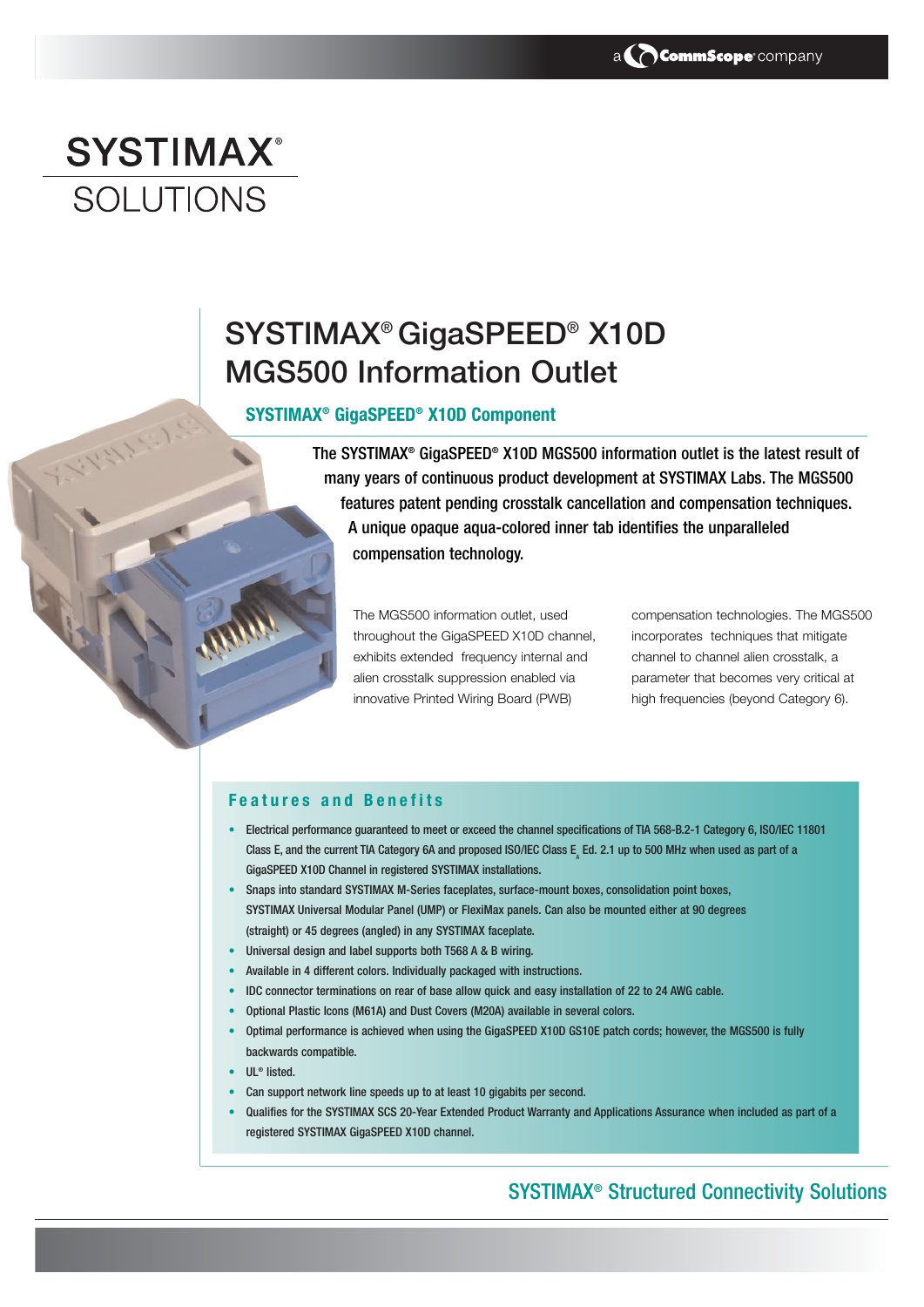a CommScope company

# SYSTIMAX® SOLUTIONS

## SYSTIMAX® GigaSPEED® X10D MGS500 Information Outlet

### SYSTIMAX® GigaSPEED® X10D Component

**The SYSTIMAX® GigaSPEED® X10D MGS500 information outlet is the latest result of many years of continuous product development at SYSTIMAX Labs. The MGS500 features patent pending crosstalk cancellation and compensation techniques. A unique opaque aqua-colored inner tab identifies the unparalleled compensation technology.**

The MGS500 information outlet, used throughout the GigaSPEED X10D channel, exhibits extended frequency internal and alien crosstalk suppression enabled via innovative Printed Wiring Board (PWB) compensation technologies. The MGS500 incorporates techniques that mitigate channel to channel alien crosstalk, a parameter that becomes very critical at high frequencies (beyond Category 6).

### Features and Benefits

- Electrical performance guaranteed to meet or exceed the channel specifications of TIA 568-B.2-1 Category 6, ISO/IEC 11801 Class E, and the current TIA Category 6A and proposed ISO/IEC Class $E_A$ Ed. 2.1 up to 500 MHz when used as part of a GigaSPEED X10D Channel in registered SYSTIMAX installations.
- Snaps into standard SYSTIMAX M-Series faceplates, surface-mount boxes, consolidation point boxes, SYSTIMAX Universal Modular Panel (UMP) or FlexiMax panels. Can also be mounted either at 90 degrees (straight) or 45 degrees (angled) in any SYSTIMAX faceplate.
- Universal design and label supports both T568 A & B wiring.
- Available in 4 different colors. Individually packaged with instructions.
- IDC connector terminations on rear of base allow quick and easy installation of 22 to 24 AWG cable.
- Optional Plastic Icons (M61A) and Dust Covers (M20A) available in several colors.
- Optimal performance is achieved when using the GigaSPEED X10D GS10E patch cords; however, the MGS500 is fully backwards compatible.
- UL® listed.
- Can support network line speeds up to at least 10 gigabits per second.
- Qualifies for the SYSTIMAX SCS 20-Year Extended Product Warranty and Applications Assurance when included as part of a registered SYSTIMAX GigaSPEED X10D channel.

SYSTIMAX® Structured Connectivity Solutions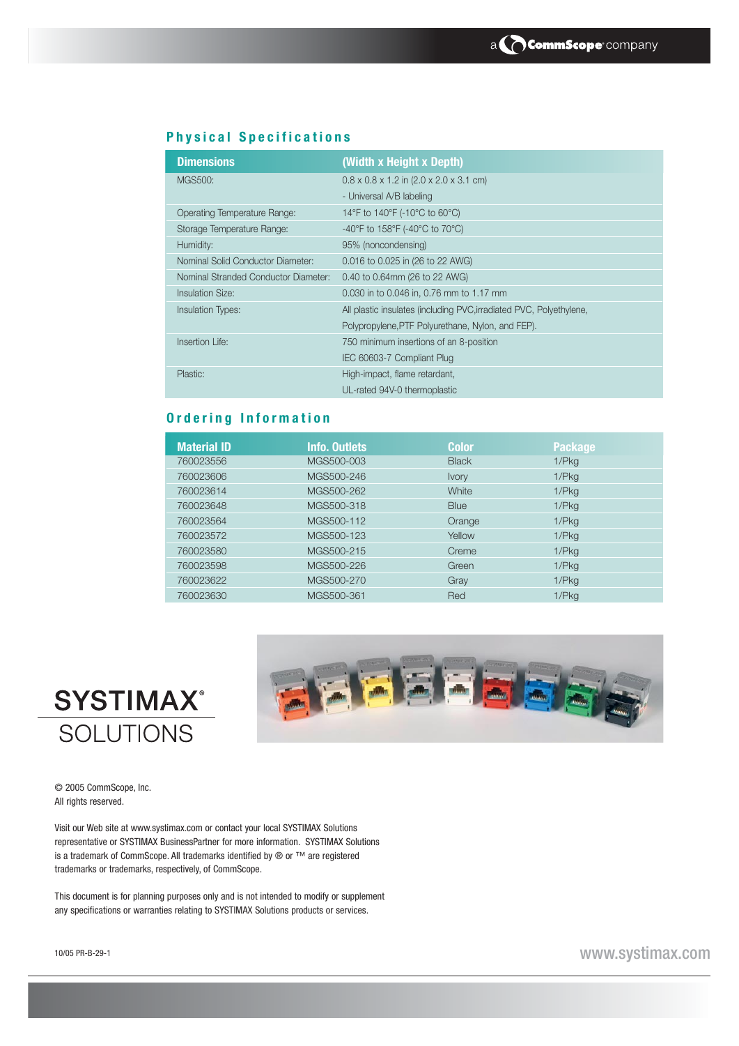## Physical Specifications

| Dimensions | (Width x Height x Depth) |
|---|---|
| MGS500: | 0.8 x 0.8 x 1.2 in (2.0 x 2.0 x 3.1 cm)<br>- Universal A/B labeling |
| Operating Temperature Range: | 14°F to 140°F (-10°C to 60°C) |
| Storage Temperature Range: | -40°F to 158°F (-40°C to 70°C) |
| Humidity: | 95% (noncondensing) |
| Nominal Solid Conductor Diameter: | 0.016 to 0.025 in (26 to 22 AWG) |
| Nominal Stranded Conductor Diameter: | 0.40 to 0.64mm (26 to 22 AWG) |
| Insulation Size: | 0.030 in to 0.046 in, 0.76 mm to 1.17 mm |
| Insulation Types: | All plastic insulates (including PVC,irradiated PVC, Polyethylene, Polypropylene,PTF Polyurethane, Nylon, and FEP). |
| Insertion Life: | 750 minimum insertions of an 8-position IEC 60603-7 Compliant Plug |
| Plastic: | High-impact, flame retardant, UL-rated 94V-0 thermoplastic |

## Ordering Information

| Material ID | Info. Outlets | Color | Package |
|---|---|---|---|
| 760023556 | MGS500-003 | Black | 1/Pkg |
| 760023606 | MGS500-246 | Ivory | 1/Pkg |
| 760023614 | MGS500-262 | White | 1/Pkg |
| 760023648 | MGS500-318 | Blue | 1/Pkg |
| 760023564 | MGS500-112 | Orange | 1/Pkg |
| 760023572 | MGS500-123 | Yellow | 1/Pkg |
| 760023580 | MGS500-215 | Creme | 1/Pkg |
| 760023598 | MGS500-226 | Green | 1/Pkg |
| 760023622 | MGS500-270 | Gray | 1/Pkg |
| 760023630 | MGS500-361 | Red | 1/Pkg |

SYSTIMAX® SOLUTIONS

© 2005 CommScope, Inc.
All rights reserved.

Visit our Web site at www.systimax.com or contact your local SYSTIMAX Solutions representative or SYSTIMAX BusinessPartner for more information. SYSTIMAX Solutions is a trademark of CommScope. All trademarks identified by ® or ™ are registered trademarks or trademarks, respectively, of CommScope.

This document is for planning purposes only and is not intended to modify or supplement any specifications or warranties relating to SYSTIMAX Solutions products or services.

10/05 PR-B-29-1

www.systimax.com